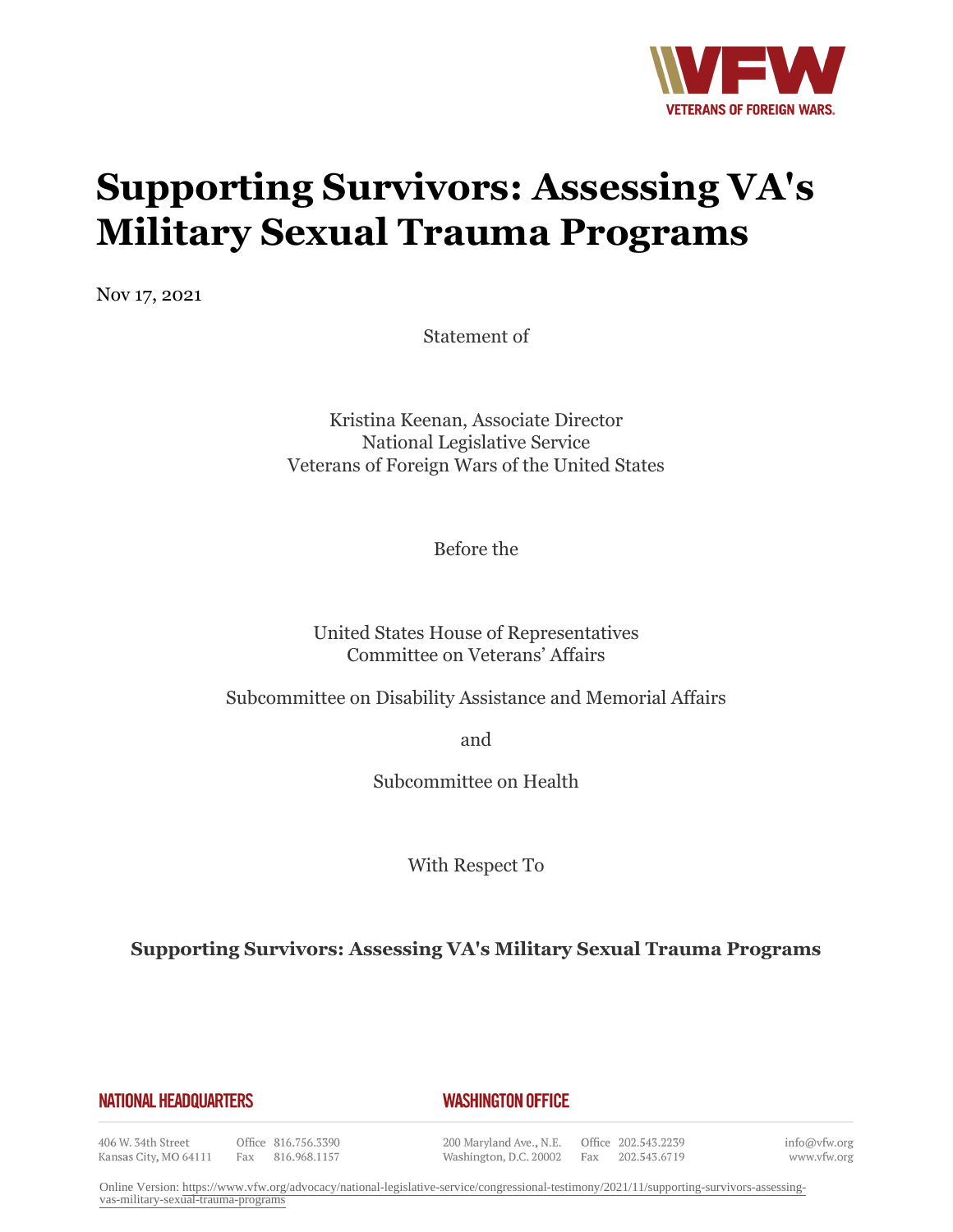# Supporting Survivors: Assessing VA's Military Sexual Trauma Programs

Nov 17, 2021

Statement of

Kristina Keenan, Associate Director
National Legislative Service
Veterans of Foreign Wars of the United States

Before the

United States House of Representatives
Committee on Veterans' Affairs

Subcommittee on Disability Assistance and Memorial Affairs

and

Subcommittee on Health

With Respect To

**Supporting Survivors: Assessing VA's Military Sexual Trauma Programs**

**NATIONAL HEADQUARTERS**

406 W. 34th Street
Kansas City, MO 64111
Office 816.756.3390
Fax 816.968.1157

**WASHINGTON OFFICE**

200 Maryland Ave., N.E.
Washington, D.C. 20002
Office 202.543.2239
Fax 202.543.6719

info@vfw.org
www.vfw.org

Online Version: https://www.vfw.org/advocacy/national-legislative-service/congressional-testimony/2021/11/supporting-survivors-assessing-vas-military-sexual-trauma-programs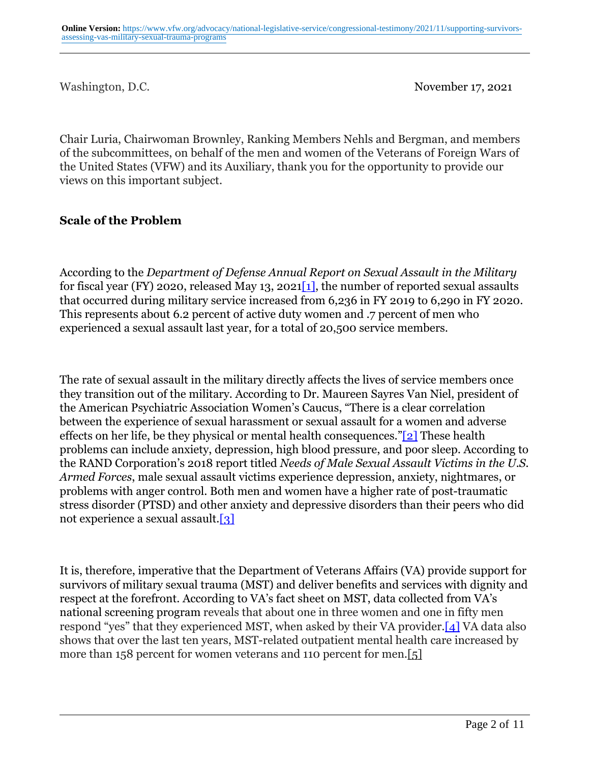Washington, D.C. November 17, 2021

Chair Luria, Chairwoman Brownley, Ranking Members Nehls and Bergman, and members of the subcommittees, on behalf of the men and women of the Veterans of Foreign Wars of the United States (VFW) and its Auxiliary, thank you for the opportunity to provide our views on this important subject.

**Scale of the Problem**

According to the *Department of Defense Annual Report on Sexual Assault in the Military* for fiscal year (FY) 2020, released May 13, 2021[1], the number of reported sexual assaults that occurred during military service increased from 6,236 in FY 2019 to 6,290 in FY 2020. This represents about 6.2 percent of active duty women and .7 percent of men who experienced a sexual assault last year, for a total of 20,500 service members.

The rate of sexual assault in the military directly affects the lives of service members once they transition out of the military. According to Dr. Maureen Sayres Van Niel, president of the American Psychiatric Association Women's Caucus, "There is a clear correlation between the experience of sexual harassment or sexual assault for a women and adverse effects on her life, be they physical or mental health consequences."[2] These health problems can include anxiety, depression, high blood pressure, and poor sleep. According to the RAND Corporation's 2018 report titled *Needs of Male Sexual Assault Victims in the U.S. Armed Forces*, male sexual assault victims experience depression, anxiety, nightmares, or problems with anger control. Both men and women have a higher rate of post-traumatic stress disorder (PTSD) and other anxiety and depressive disorders than their peers who did not experience a sexual assault.[3]

It is, therefore, imperative that the Department of Veterans Affairs (VA) provide support for survivors of military sexual trauma (MST) and deliver benefits and services with dignity and respect at the forefront. According to VA's fact sheet on MST, data collected from VA's national screening program reveals that about one in three women and one in fifty men respond "yes" that they experienced MST, when asked by their VA provider.[4] VA data also shows that over the last ten years, MST-related outpatient mental health care increased by more than 158 percent for women veterans and 110 percent for men.[5]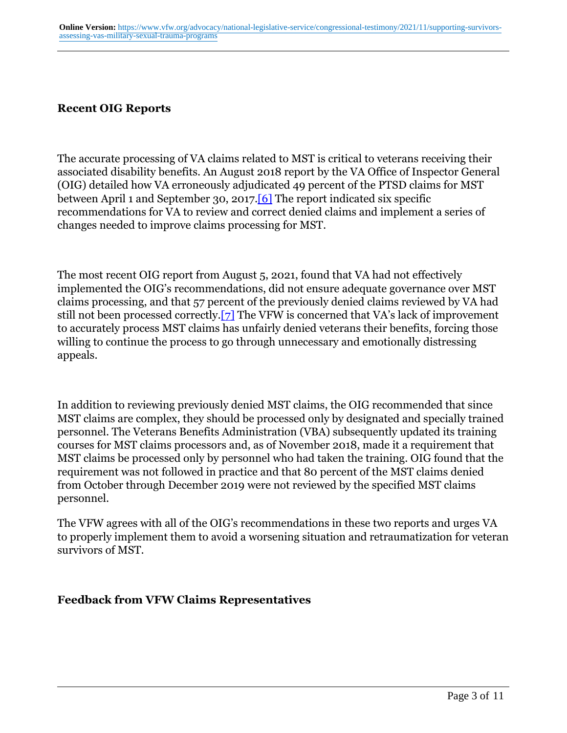## Recent OIG Reports

The accurate processing of VA claims related to MST is critical to veterans receiving their associated disability benefits. An August 2018 report by the VA Office of Inspector General (OIG) detailed how VA erroneously adjudicated 49 percent of the PTSD claims for MST between April 1 and September 30, 2017.[6] The report indicated six specific recommendations for VA to review and correct denied claims and implement a series of changes needed to improve claims processing for MST.

The most recent OIG report from August 5, 2021, found that VA had not effectively implemented the OIG's recommendations, did not ensure adequate governance over MST claims processing, and that 57 percent of the previously denied claims reviewed by VA had still not been processed correctly.[7] The VFW is concerned that VA's lack of improvement to accurately process MST claims has unfairly denied veterans their benefits, forcing those willing to continue the process to go through unnecessary and emotionally distressing appeals.

In addition to reviewing previously denied MST claims, the OIG recommended that since MST claims are complex, they should be processed only by designated and specially trained personnel. The Veterans Benefits Administration (VBA) subsequently updated its training courses for MST claims processors and, as of November 2018, made it a requirement that MST claims be processed only by personnel who had taken the training. OIG found that the requirement was not followed in practice and that 80 percent of the MST claims denied from October through December 2019 were not reviewed by the specified MST claims personnel.

The VFW agrees with all of the OIG's recommendations in these two reports and urges VA to properly implement them to avoid a worsening situation and retraumatization for veteran survivors of MST.

## Feedback from VFW Claims Representatives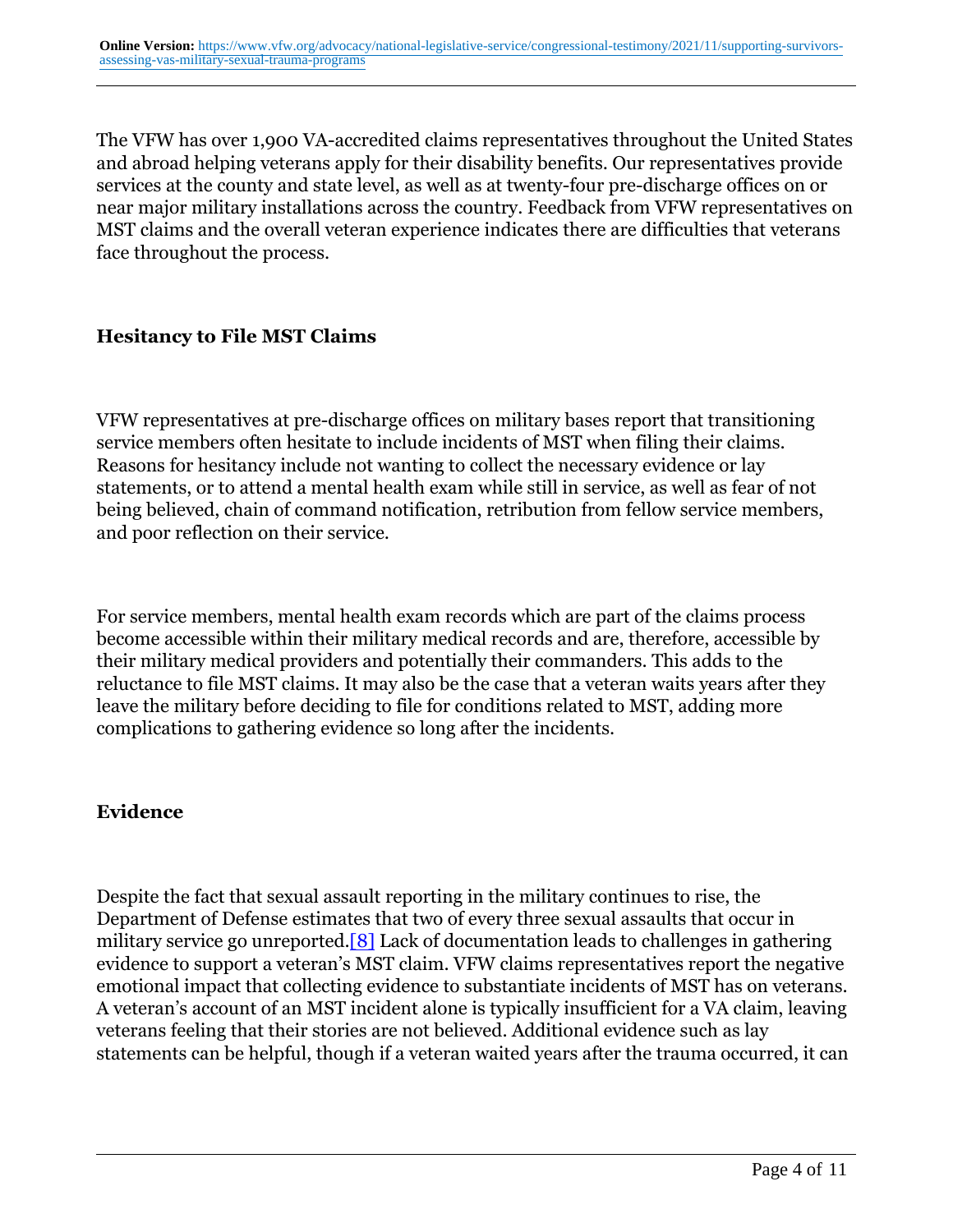The VFW has over 1,900 VA-accredited claims representatives throughout the United States and abroad helping veterans apply for their disability benefits. Our representatives provide services at the county and state level, as well as at twenty-four pre-discharge offices on or near major military installations across the country. Feedback from VFW representatives on MST claims and the overall veteran experience indicates there are difficulties that veterans face throughout the process.

### Hesitancy to File MST Claims

VFW representatives at pre-discharge offices on military bases report that transitioning service members often hesitate to include incidents of MST when filing their claims. Reasons for hesitancy include not wanting to collect the necessary evidence or lay statements, or to attend a mental health exam while still in service, as well as fear of not being believed, chain of command notification, retribution from fellow service members, and poor reflection on their service.

For service members, mental health exam records which are part of the claims process become accessible within their military medical records and are, therefore, accessible by their military medical providers and potentially their commanders. This adds to the reluctance to file MST claims. It may also be the case that a veteran waits years after they leave the military before deciding to file for conditions related to MST, adding more complications to gathering evidence so long after the incidents.

### Evidence

Despite the fact that sexual assault reporting in the military continues to rise, the Department of Defense estimates that two of every three sexual assaults that occur in military service go unreported.[8] Lack of documentation leads to challenges in gathering evidence to support a veteran's MST claim. VFW claims representatives report the negative emotional impact that collecting evidence to substantiate incidents of MST has on veterans. A veteran's account of an MST incident alone is typically insufficient for a VA claim, leaving veterans feeling that their stories are not believed. Additional evidence such as lay statements can be helpful, though if a veteran waited years after the trauma occurred, it can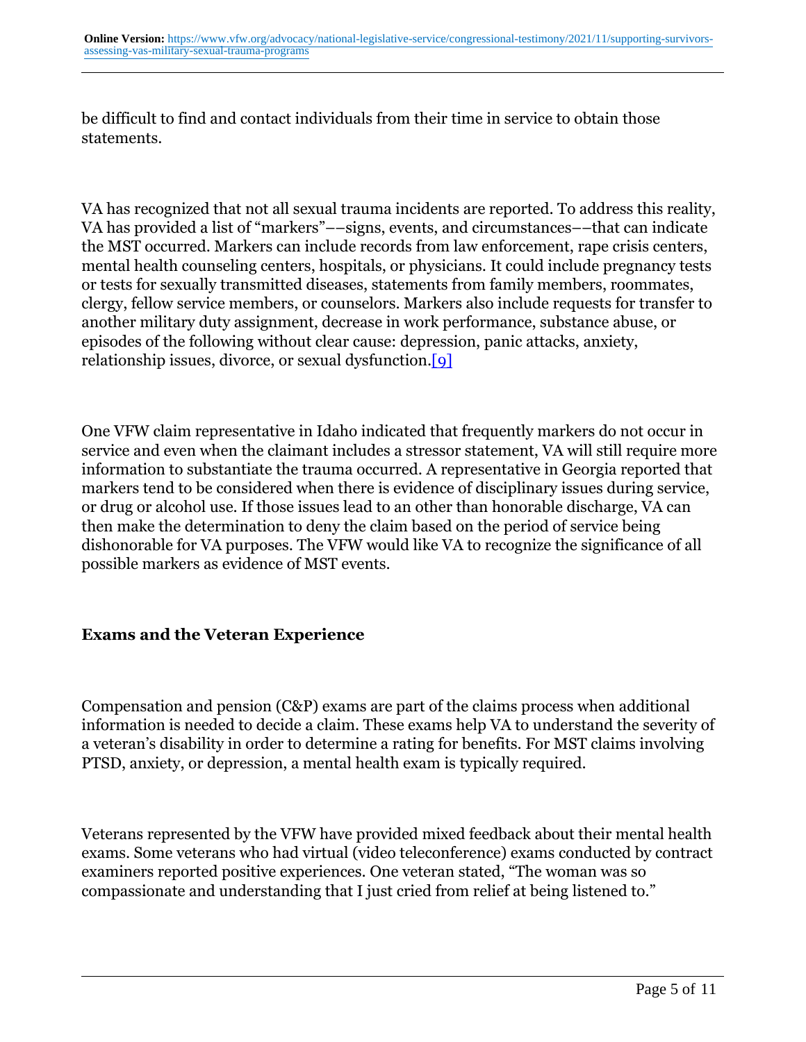be difficult to find and contact individuals from their time in service to obtain those statements.

VA has recognized that not all sexual trauma incidents are reported. To address this reality, VA has provided a list of "markers"––signs, events, and circumstances––that can indicate the MST occurred. Markers can include records from law enforcement, rape crisis centers, mental health counseling centers, hospitals, or physicians. It could include pregnancy tests or tests for sexually transmitted diseases, statements from family members, roommates, clergy, fellow service members, or counselors. Markers also include requests for transfer to another military duty assignment, decrease in work performance, substance abuse, or episodes of the following without clear cause: depression, panic attacks, anxiety, relationship issues, divorce, or sexual dysfunction.[9]

One VFW claim representative in Idaho indicated that frequently markers do not occur in service and even when the claimant includes a stressor statement, VA will still require more information to substantiate the trauma occurred. A representative in Georgia reported that markers tend to be considered when there is evidence of disciplinary issues during service, or drug or alcohol use. If those issues lead to an other than honorable discharge, VA can then make the determination to deny the claim based on the period of service being dishonorable for VA purposes. The VFW would like VA to recognize the significance of all possible markers as evidence of MST events.

### Exams and the Veteran Experience

Compensation and pension (C&P) exams are part of the claims process when additional information is needed to decide a claim. These exams help VA to understand the severity of a veteran's disability in order to determine a rating for benefits. For MST claims involving PTSD, anxiety, or depression, a mental health exam is typically required.

Veterans represented by the VFW have provided mixed feedback about their mental health exams. Some veterans who had virtual (video teleconference) exams conducted by contract examiners reported positive experiences. One veteran stated, "The woman was so compassionate and understanding that I just cried from relief at being listened to."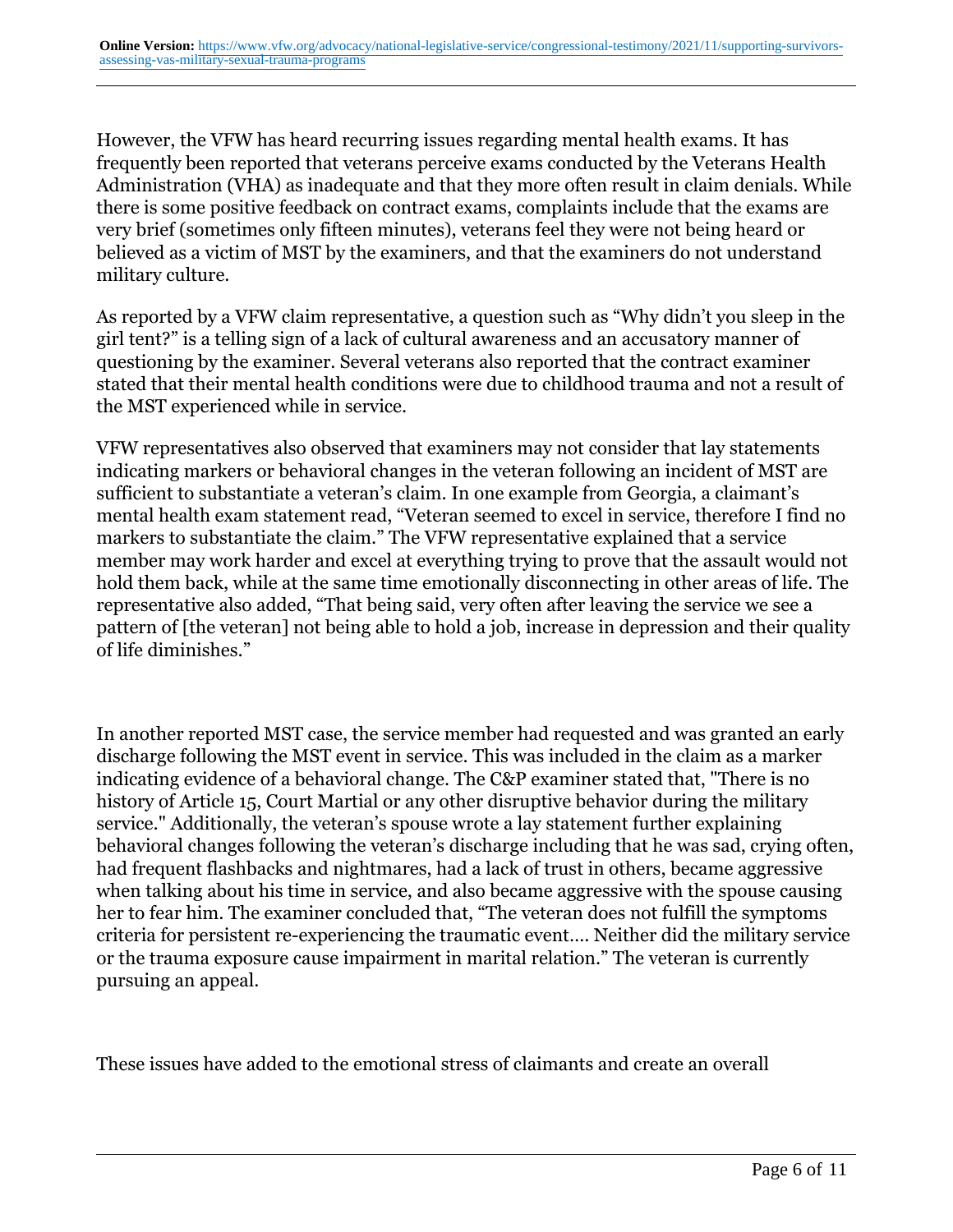However, the VFW has heard recurring issues regarding mental health exams. It has frequently been reported that veterans perceive exams conducted by the Veterans Health Administration (VHA) as inadequate and that they more often result in claim denials. While there is some positive feedback on contract exams, complaints include that the exams are very brief (sometimes only fifteen minutes), veterans feel they were not being heard or believed as a victim of MST by the examiners, and that the examiners do not understand military culture.

As reported by a VFW claim representative, a question such as "Why didn't you sleep in the girl tent?" is a telling sign of a lack of cultural awareness and an accusatory manner of questioning by the examiner. Several veterans also reported that the contract examiner stated that their mental health conditions were due to childhood trauma and not a result of the MST experienced while in service.

VFW representatives also observed that examiners may not consider that lay statements indicating markers or behavioral changes in the veteran following an incident of MST are sufficient to substantiate a veteran's claim. In one example from Georgia, a claimant's mental health exam statement read, "Veteran seemed to excel in service, therefore I find no markers to substantiate the claim." The VFW representative explained that a service member may work harder and excel at everything trying to prove that the assault would not hold them back, while at the same time emotionally disconnecting in other areas of life. The representative also added, "That being said, very often after leaving the service we see a pattern of [the veteran] not being able to hold a job, increase in depression and their quality of life diminishes."

In another reported MST case, the service member had requested and was granted an early discharge following the MST event in service. This was included in the claim as a marker indicating evidence of a behavioral change. The C&P examiner stated that, "There is no history of Article 15, Court Martial or any other disruptive behavior during the military service." Additionally, the veteran's spouse wrote a lay statement further explaining behavioral changes following the veteran's discharge including that he was sad, crying often, had frequent flashbacks and nightmares, had a lack of trust in others, became aggressive when talking about his time in service, and also became aggressive with the spouse causing her to fear him. The examiner concluded that, "The veteran does not fulfill the symptoms criteria for persistent re-experiencing the traumatic event.... Neither did the military service or the trauma exposure cause impairment in marital relation." The veteran is currently pursuing an appeal.

These issues have added to the emotional stress of claimants and create an overall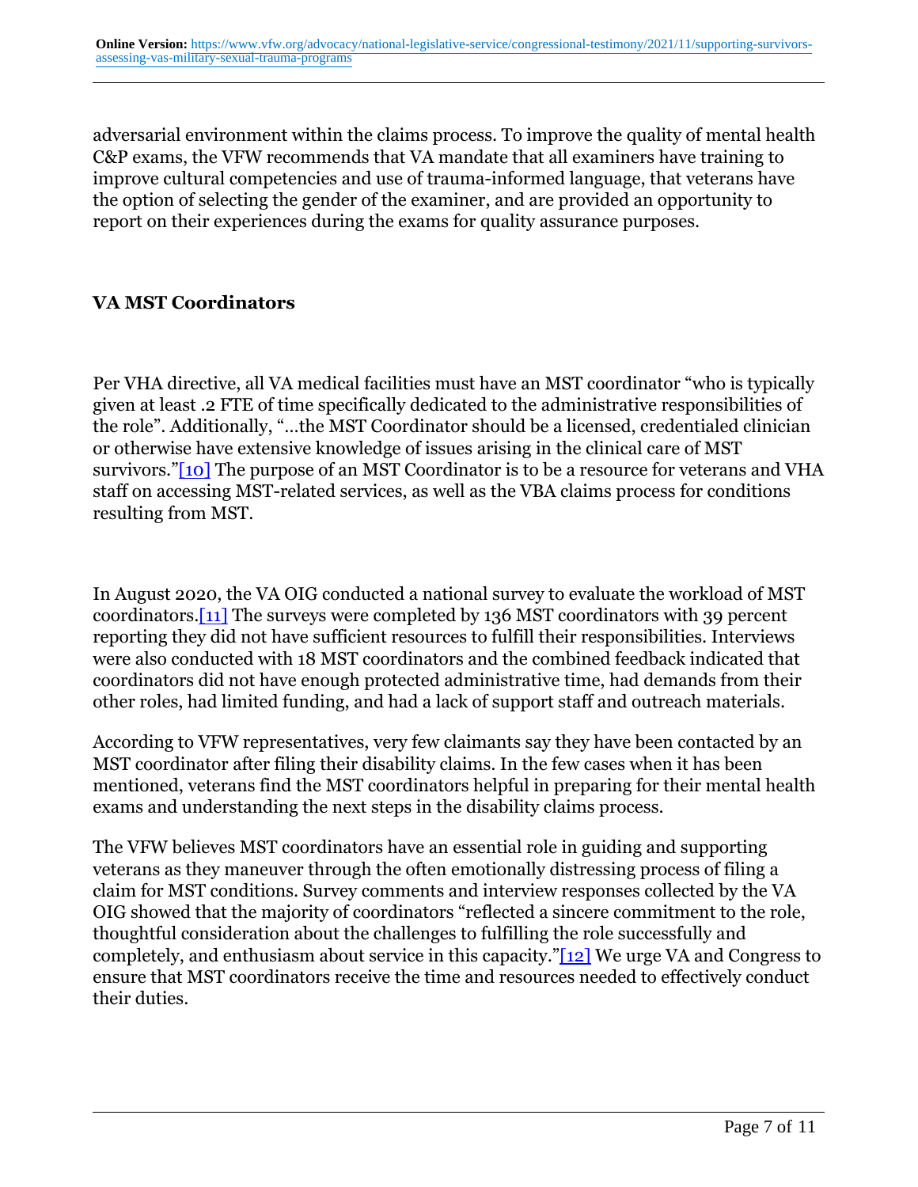adversarial environment within the claims process. To improve the quality of mental health C&P exams, the VFW recommends that VA mandate that all examiners have training to improve cultural competencies and use of trauma-informed language, that veterans have the option of selecting the gender of the examiner, and are provided an opportunity to report on their experiences during the exams for quality assurance purposes.

### VA MST Coordinators

Per VHA directive, all VA medical facilities must have an MST coordinator "who is typically given at least .2 FTE of time specifically dedicated to the administrative responsibilities of the role". Additionally, "…the MST Coordinator should be a licensed, credentialed clinician or otherwise have extensive knowledge of issues arising in the clinical care of MST survivors."[10] The purpose of an MST Coordinator is to be a resource for veterans and VHA staff on accessing MST-related services, as well as the VBA claims process for conditions resulting from MST.

In August 2020, the VA OIG conducted a national survey to evaluate the workload of MST coordinators.[11] The surveys were completed by 136 MST coordinators with 39 percent reporting they did not have sufficient resources to fulfill their responsibilities. Interviews were also conducted with 18 MST coordinators and the combined feedback indicated that coordinators did not have enough protected administrative time, had demands from their other roles, had limited funding, and had a lack of support staff and outreach materials.

According to VFW representatives, very few claimants say they have been contacted by an MST coordinator after filing their disability claims. In the few cases when it has been mentioned, veterans find the MST coordinators helpful in preparing for their mental health exams and understanding the next steps in the disability claims process.

The VFW believes MST coordinators have an essential role in guiding and supporting veterans as they maneuver through the often emotionally distressing process of filing a claim for MST conditions. Survey comments and interview responses collected by the VA OIG showed that the majority of coordinators "reflected a sincere commitment to the role, thoughtful consideration about the challenges to fulfilling the role successfully and completely, and enthusiasm about service in this capacity."[12] We urge VA and Congress to ensure that MST coordinators receive the time and resources needed to effectively conduct their duties.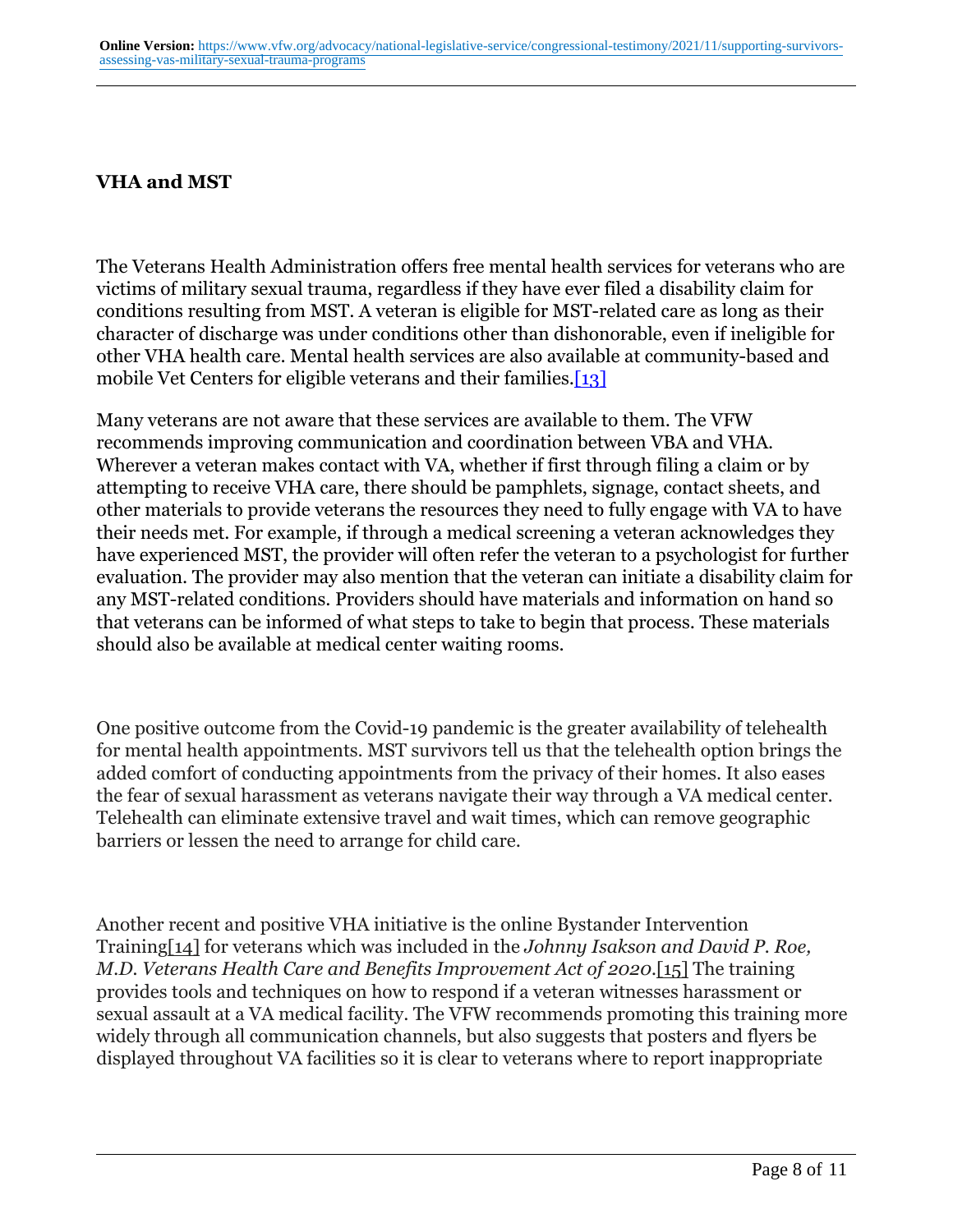## VHA and MST

The Veterans Health Administration offers free mental health services for veterans who are victims of military sexual trauma, regardless if they have ever filed a disability claim for conditions resulting from MST. A veteran is eligible for MST-related care as long as their character of discharge was under conditions other than dishonorable, even if ineligible for other VHA health care. Mental health services are also available at community-based and mobile Vet Centers for eligible veterans and their families.[13]

Many veterans are not aware that these services are available to them. The VFW recommends improving communication and coordination between VBA and VHA. Wherever a veteran makes contact with VA, whether if first through filing a claim or by attempting to receive VHA care, there should be pamphlets, signage, contact sheets, and other materials to provide veterans the resources they need to fully engage with VA to have their needs met. For example, if through a medical screening a veteran acknowledges they have experienced MST, the provider will often refer the veteran to a psychologist for further evaluation. The provider may also mention that the veteran can initiate a disability claim for any MST-related conditions. Providers should have materials and information on hand so that veterans can be informed of what steps to take to begin that process. These materials should also be available at medical center waiting rooms.

One positive outcome from the Covid-19 pandemic is the greater availability of telehealth for mental health appointments. MST survivors tell us that the telehealth option brings the added comfort of conducting appointments from the privacy of their homes. It also eases the fear of sexual harassment as veterans navigate their way through a VA medical center. Telehealth can eliminate extensive travel and wait times, which can remove geographic barriers or lessen the need to arrange for child care.

Another recent and positive VHA initiative is the online Bystander Intervention Training[14] for veterans which was included in the *Johnny Isakson and David P. Roe, M.D. Veterans Health Care and Benefits Improvement Act of 2020*.[15] The training provides tools and techniques on how to respond if a veteran witnesses harassment or sexual assault at a VA medical facility. The VFW recommends promoting this training more widely through all communication channels, but also suggests that posters and flyers be displayed throughout VA facilities so it is clear to veterans where to report inappropriate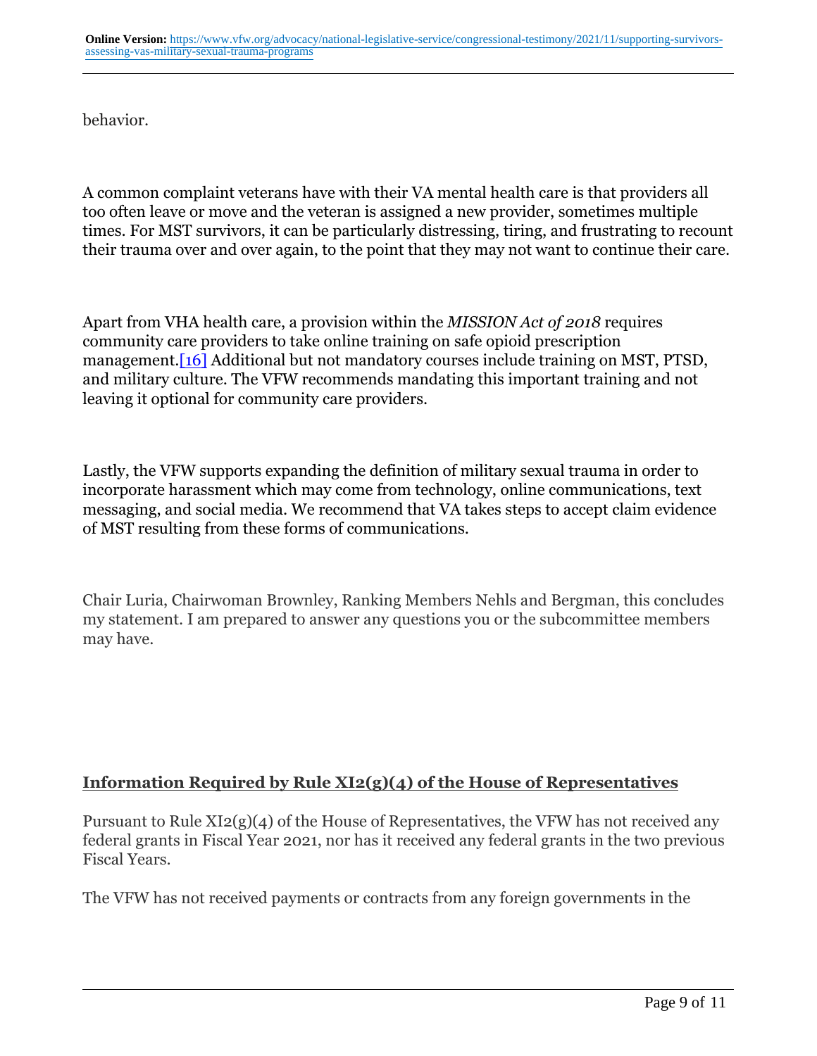behavior.

A common complaint veterans have with their VA mental health care is that providers all too often leave or move and the veteran is assigned a new provider, sometimes multiple times. For MST survivors, it can be particularly distressing, tiring, and frustrating to recount their trauma over and over again, to the point that they may not want to continue their care.

Apart from VHA health care, a provision within the *MISSION Act of 2018* requires community care providers to take online training on safe opioid prescription management.[16] Additional but not mandatory courses include training on MST, PTSD, and military culture. The VFW recommends mandating this important training and not leaving it optional for community care providers.

Lastly, the VFW supports expanding the definition of military sexual trauma in order to incorporate harassment which may come from technology, online communications, text messaging, and social media. We recommend that VA takes steps to accept claim evidence of MST resulting from these forms of communications.

Chair Luria, Chairwoman Brownley, Ranking Members Nehls and Bergman, this concludes my statement. I am prepared to answer any questions you or the subcommittee members may have.

## Information Required by Rule XI2(g)(4) of the House of Representatives

Pursuant to Rule XI2(g)(4) of the House of Representatives, the VFW has not received any federal grants in Fiscal Year 2021, nor has it received any federal grants in the two previous Fiscal Years.

The VFW has not received payments or contracts from any foreign governments in the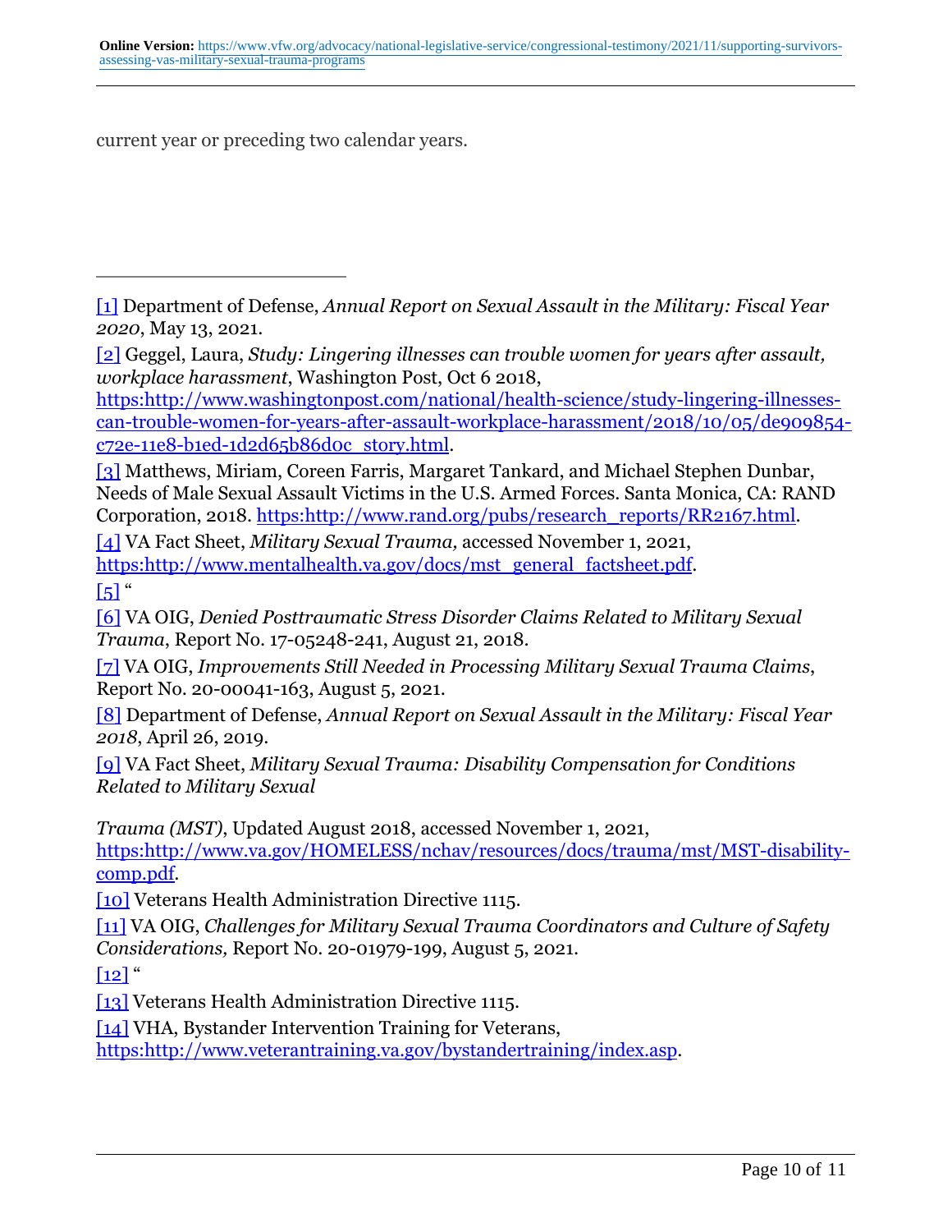current year or preceding two calendar years.

---

[1] Department of Defense, *Annual Report on Sexual Assault in the Military: Fiscal Year 2020*, May 13, 2021.

[2] Geggel, Laura, *Study: Lingering illnesses can trouble women for years after assault, workplace harassment*, Washington Post, Oct 6 2018, https:http://www.washingtonpost.com/national/health-science/study-lingering-illnesses-can-trouble-women-for-years-after-assault-workplace-harassment/2018/10/05/de909854-c72e-11e8-b1ed-1d2d65b86d0c_story.html.

[3] Matthews, Miriam, Coreen Farris, Margaret Tankard, and Michael Stephen Dunbar, Needs of Male Sexual Assault Victims in the U.S. Armed Forces. Santa Monica, CA: RAND Corporation, 2018. https:http://www.rand.org/pubs/research_reports/RR2167.html.

[4] VA Fact Sheet, *Military Sexual Trauma,* accessed November 1, 2021, https:http://www.mentalhealth.va.gov/docs/mst_general_factsheet.pdf.

[5] "

[6] VA OIG, *Denied Posttraumatic Stress Disorder Claims Related to Military Sexual Trauma*, Report No. 17-05248-241, August 21, 2018.

[7] VA OIG, *Improvements Still Needed in Processing Military Sexual Trauma Claims*, Report No. 20-00041-163, August 5, 2021.

[8] Department of Defense, *Annual Report on Sexual Assault in the Military: Fiscal Year 2018*, April 26, 2019.

[9] VA Fact Sheet, *Military Sexual Trauma: Disability Compensation for Conditions Related to Military Sexual Trauma (MST)*, Updated August 2018, accessed November 1, 2021, https:http://www.va.gov/HOMELESS/nchav/resources/docs/trauma/mst/MST-disability-comp.pdf.

[10] Veterans Health Administration Directive 1115.

[11] VA OIG, *Challenges for Military Sexual Trauma Coordinators and Culture of Safety Considerations,* Report No. 20-01979-199, August 5, 2021.

[12] "

[13] Veterans Health Administration Directive 1115.

[14] VHA, Bystander Intervention Training for Veterans, https:http://www.veterantraining.va.gov/bystandertraining/index.asp.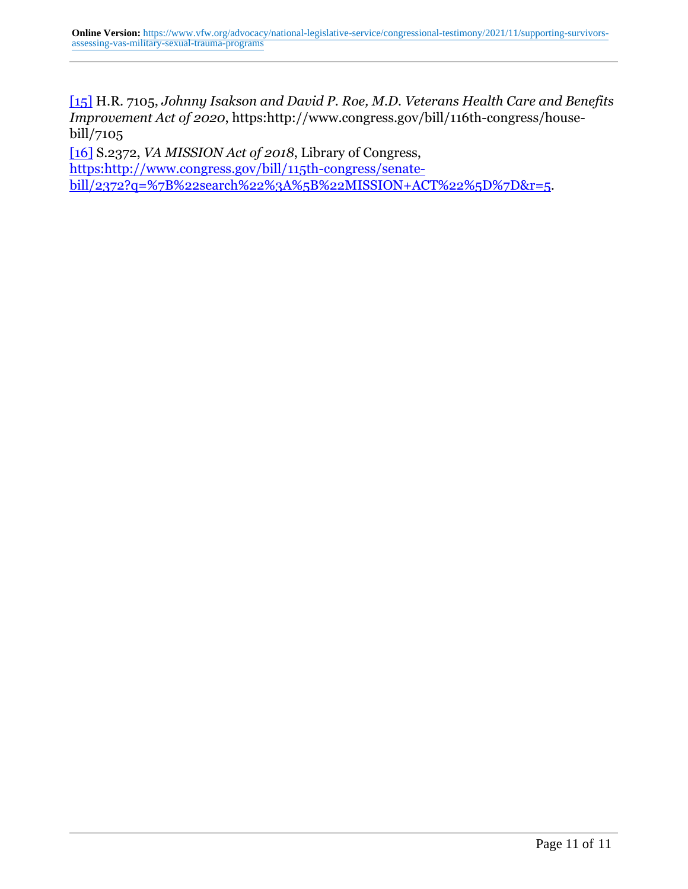[15] H.R. 7105, *Johnny Isakson and David P. Roe, M.D. Veterans Health Care and Benefits Improvement Act of 2020*, https:http://www.congress.gov/bill/116th-congress/house-bill/7105

[16] S.2372, *VA MISSION Act of 2018*, Library of Congress, https:http://www.congress.gov/bill/115th-congress/senate-bill/2372?q=%7B%22search%22%3A%5B%22MISSION+ACT%22%5D%7D&r=5.